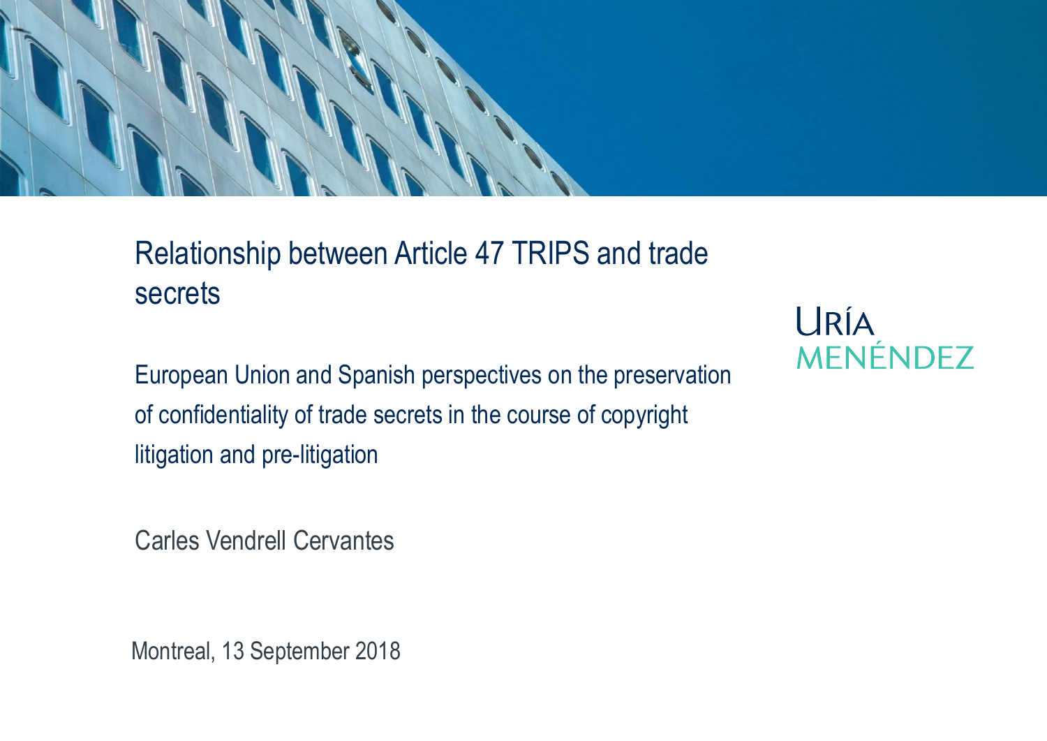# Relationship between Article 47 TRIPS and trade secrets

URÍA MENÉNDEZ

European Union and Spanish perspectives on the preservation of confidentiality of trade secrets in the course of copyright litigation and pre-litigation

Carles Vendrell Cervantes

Montreal, 13 September 2018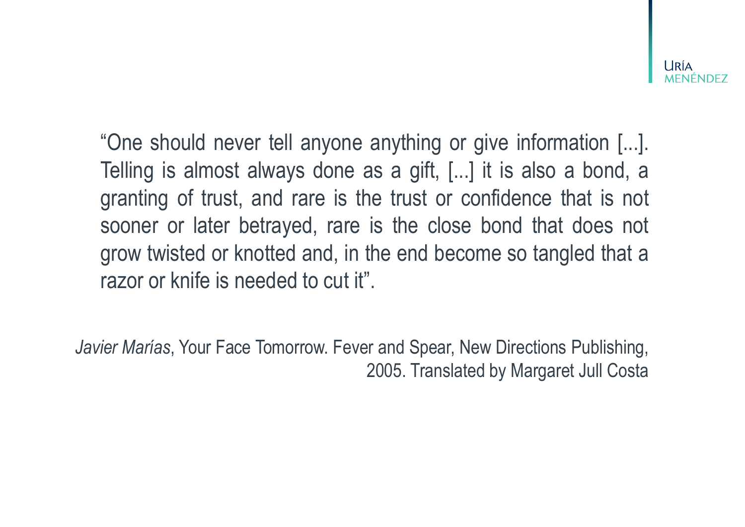"One should never tell anyone anything or give information [...]. Telling is almost always done as a gift, [...] it is also a bond, a granting of trust, and rare is the trust or confidence that is not sooner or later betrayed, rare is the close bond that does not grow twisted or knotted and, in the end become so tangled that a razor or knife is needed to cut it".

*Javier Marías*, Your Face Tomorrow. Fever and Spear, New Directions Publishing, 2005. Translated by Margaret Jull Costa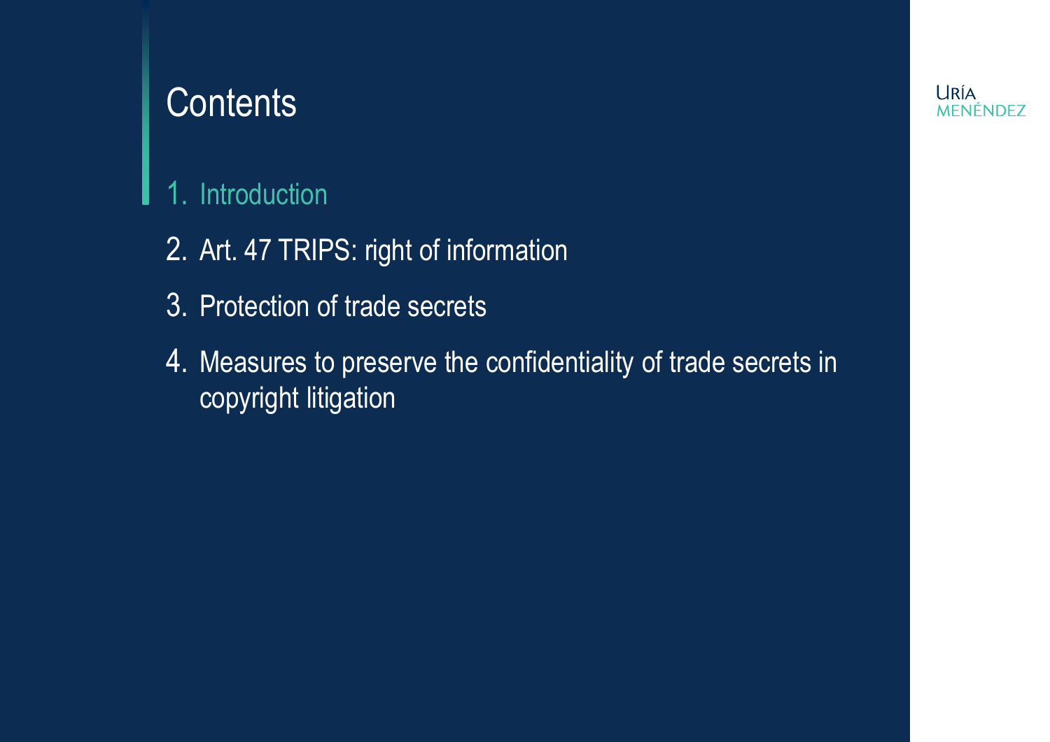# Contents

1. Introduction
2. Art. 47 TRIPS: right of information
3. Protection of trade secrets
4. Measures to preserve the confidentiality of trade secrets in copyright litigation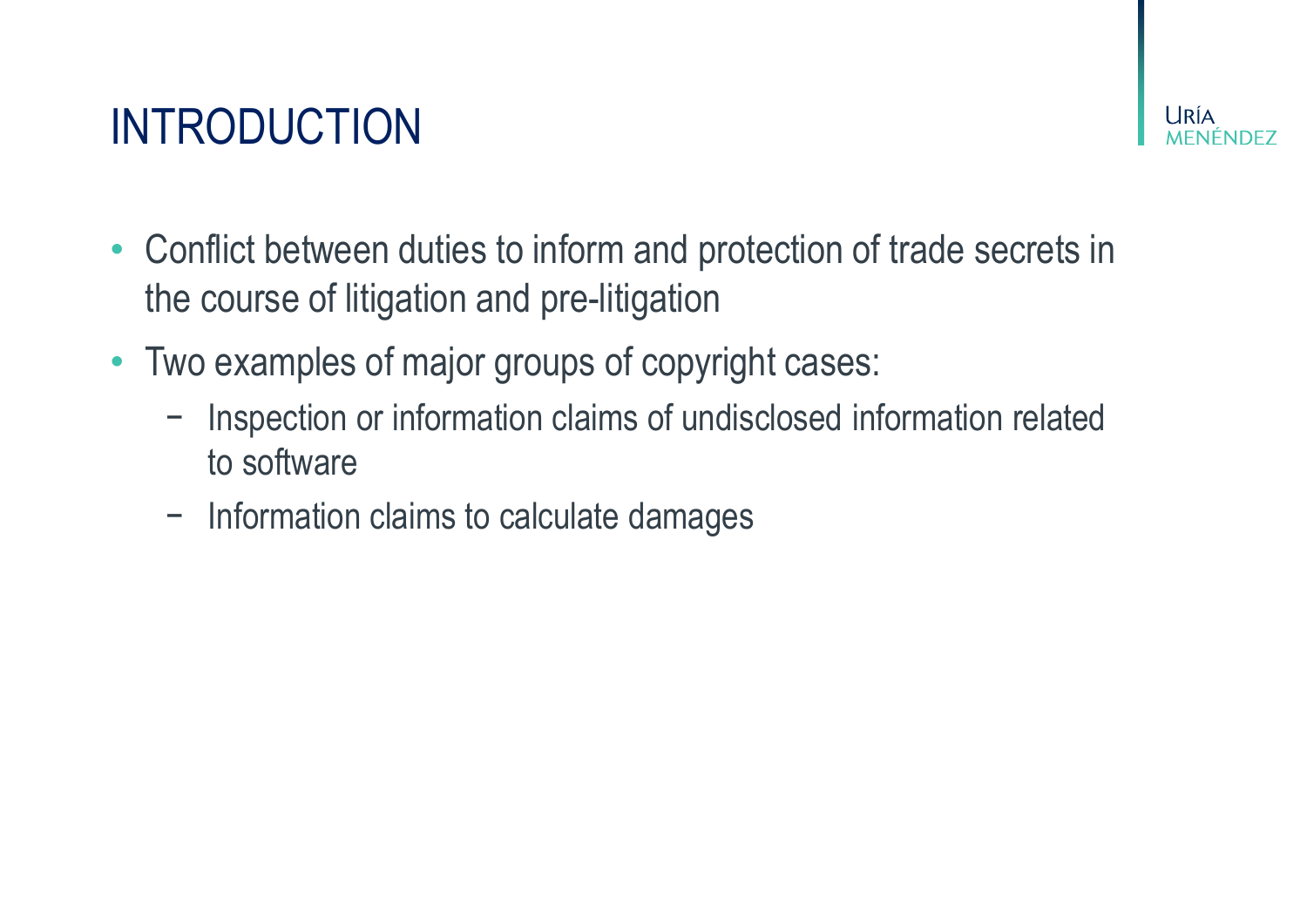# INTRODUCTION

- Conflict between duties to inform and protection of trade secrets in the course of litigation and pre-litigation
- Two examples of major groups of copyright cases:
  - Inspection or information claims of undisclosed information related to software
  - Information claims to calculate damages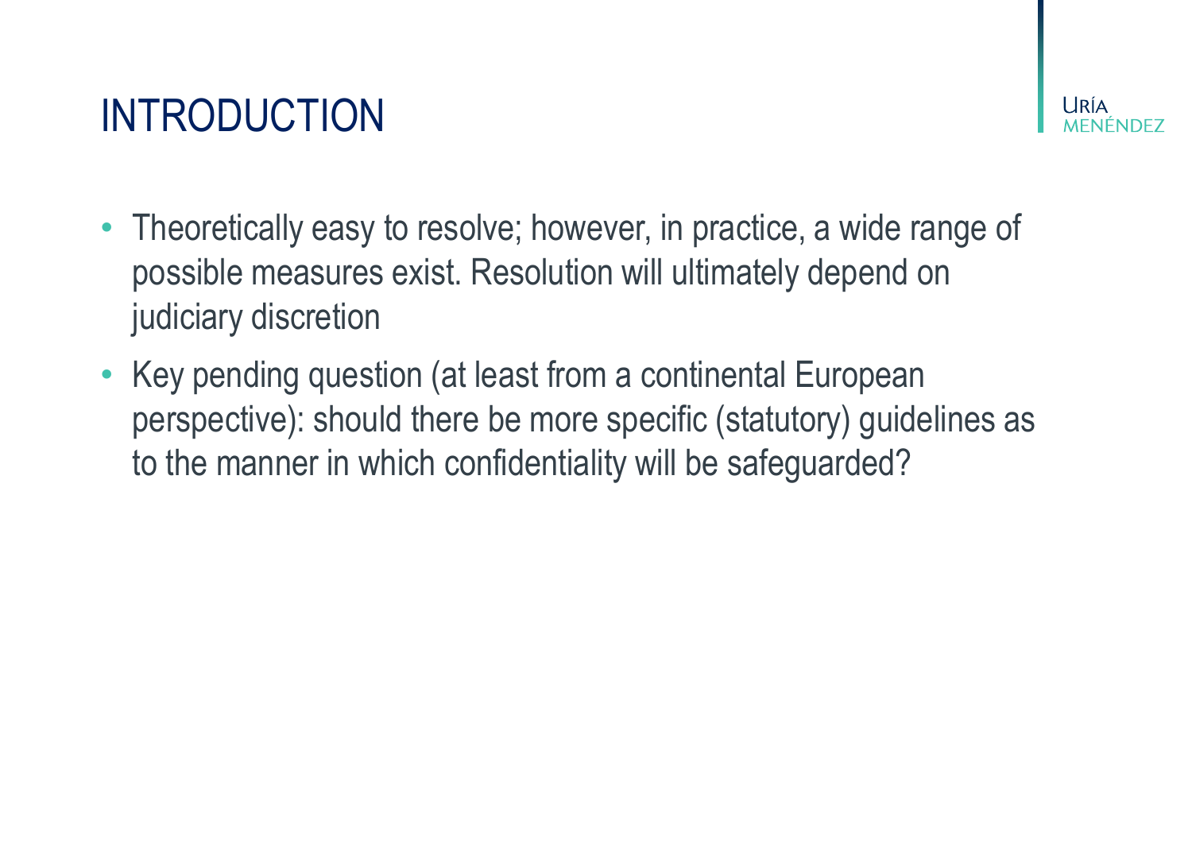# INTRODUCTION

- Theoretically easy to resolve; however, in practice, a wide range of possible measures exist. Resolution will ultimately depend on judiciary discretion
- Key pending question (at least from a continental European perspective): should there be more specific (statutory) guidelines as to the manner in which confidentiality will be safeguarded?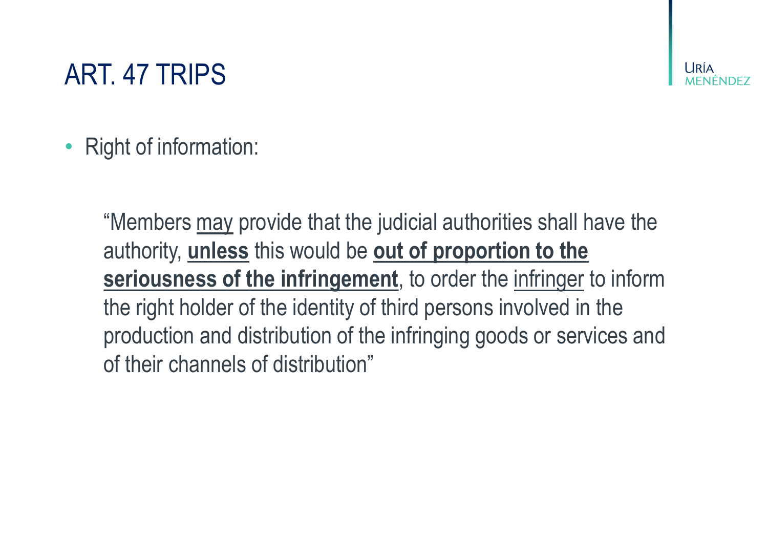# ART. 47 TRIPS

- Right of information:

  "Members <u>may</u> provide that the judicial authorities shall have the authority, **<u>unless</u>** this would be **<u>out of proportion to the seriousness of the infringement</u>**, to order the <u>infringer</u> to inform the right holder of the identity of third persons involved in the production and distribution of the infringing goods or services and of their channels of distribution"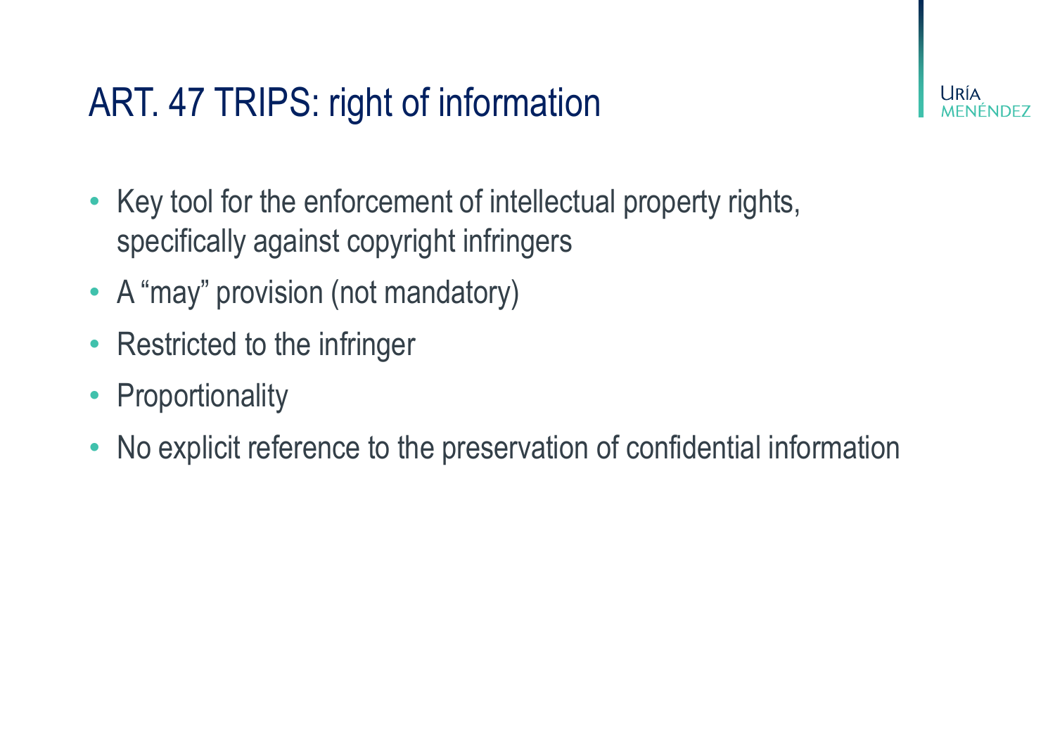# ART. 47 TRIPS: right of information

- Key tool for the enforcement of intellectual property rights, specifically against copyright infringers
- A “may” provision (not mandatory)
- Restricted to the infringer
- Proportionality
- No explicit reference to the preservation of confidential information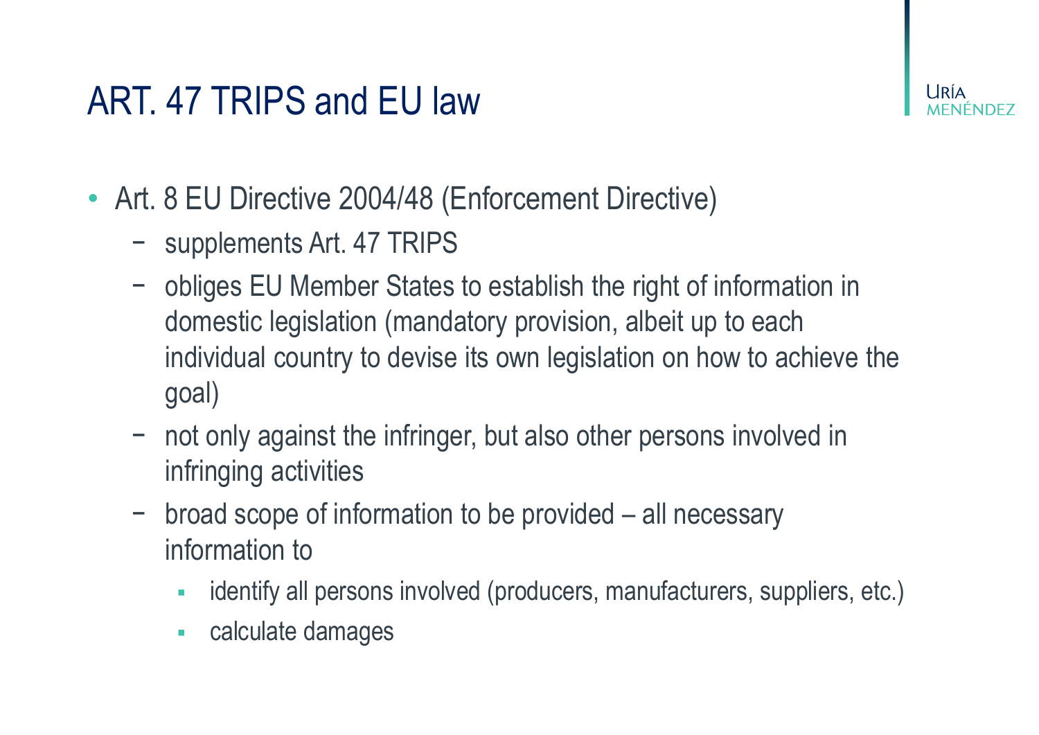# ART. 47 TRIPS and EU law

- Art. 8 EU Directive 2004/48 (Enforcement Directive)
  - supplements Art. 47 TRIPS
  - obliges EU Member States to establish the right of information in domestic legislation (mandatory provision, albeit up to each individual country to devise its own legislation on how to achieve the goal)
  - not only against the infringer, but also other persons involved in infringing activities
  - broad scope of information to be provided – all necessary information to
    - identify all persons involved (producers, manufacturers, suppliers, etc.)
    - calculate damages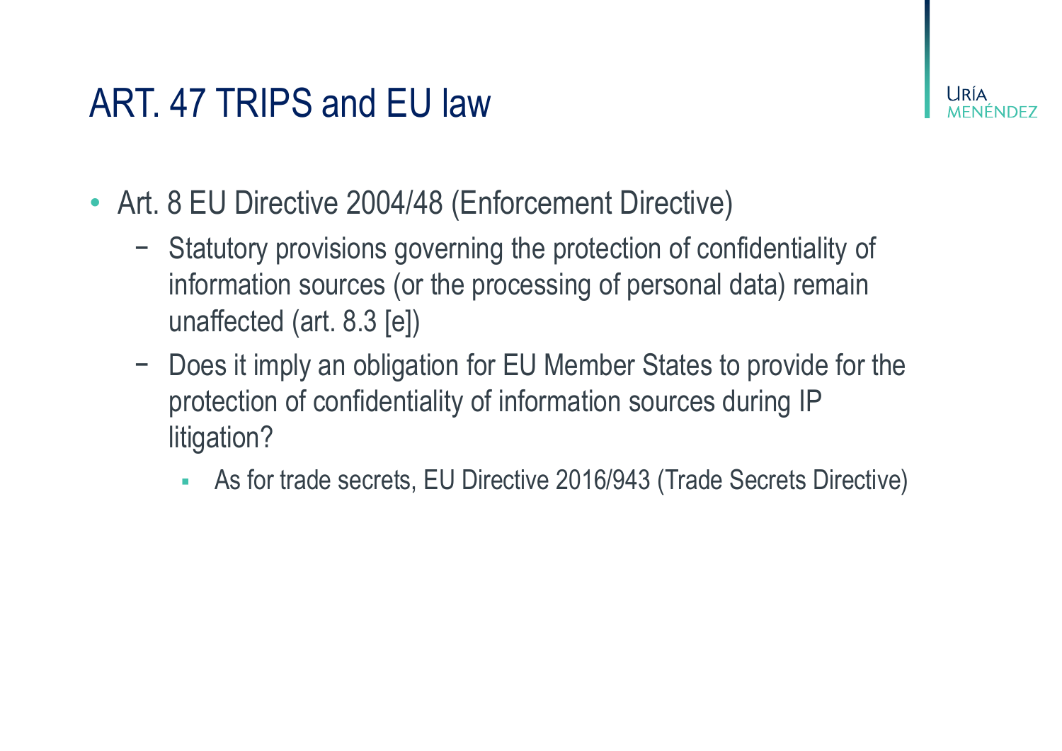# ART. 47 TRIPS and EU law

- Art. 8 EU Directive 2004/48 (Enforcement Directive)
  - Statutory provisions governing the protection of confidentiality of information sources (or the processing of personal data) remain unaffected (art. 8.3 [e])
  - Does it imply an obligation for EU Member States to provide for the protection of confidentiality of information sources during IP litigation?
    - As for trade secrets, EU Directive 2016/943 (Trade Secrets Directive)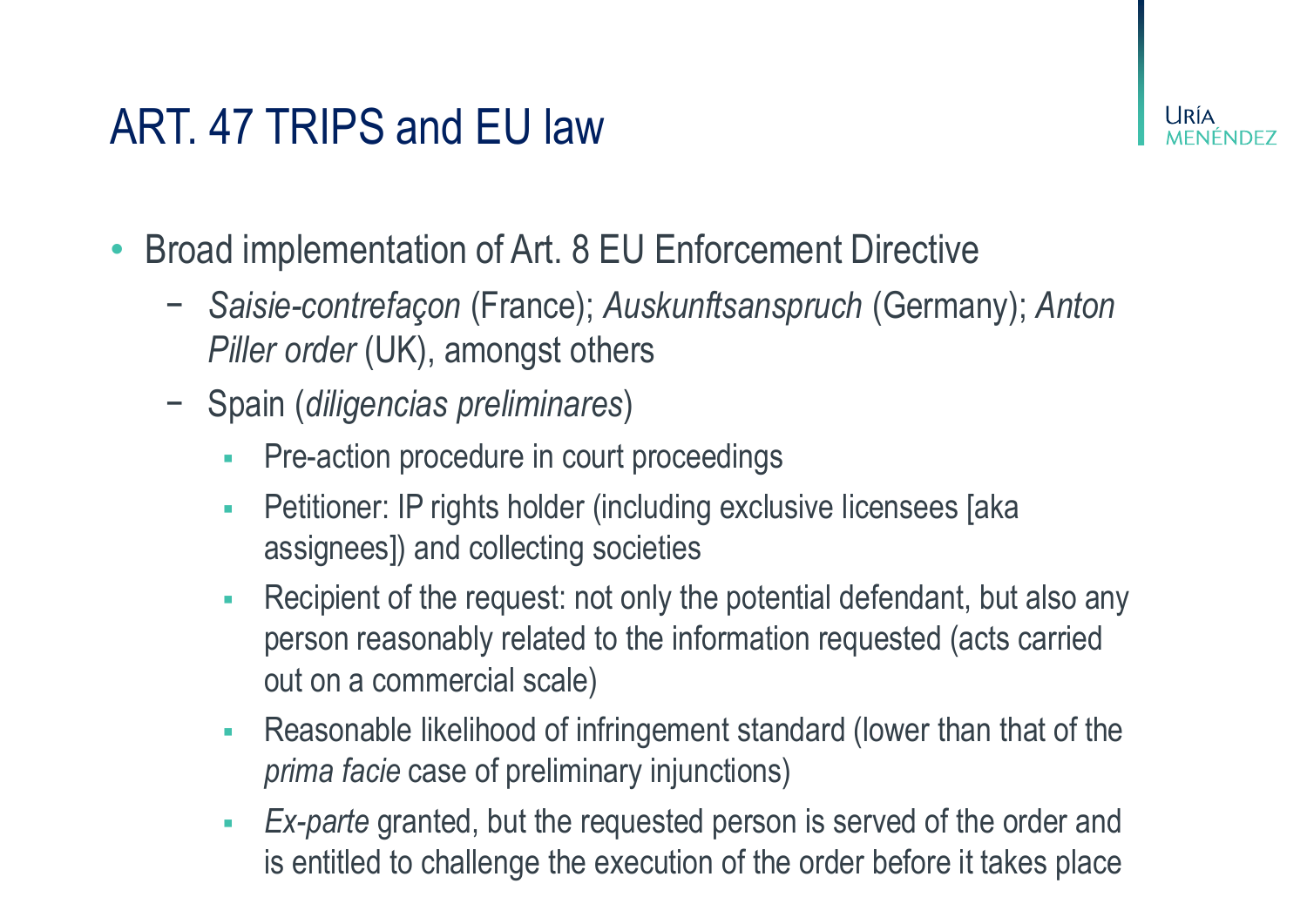# ART. 47 TRIPS and EU law

- Broad implementation of Art. 8 EU Enforcement Directive
  - *Saisie-contrefaçon* (France); *Auskunftsanspruch* (Germany); *Anton Piller order* (UK), amongst others
  - Spain (*diligencias preliminares*)
    - Pre-action procedure in court proceedings
    - Petitioner: IP rights holder (including exclusive licensees [aka assignees]) and collecting societies
    - Recipient of the request: not only the potential defendant, but also any person reasonably related to the information requested (acts carried out on a commercial scale)
    - Reasonable likelihood of infringement standard (lower than that of the *prima facie* case of preliminary injunctions)
    - *Ex-parte* granted, but the requested person is served of the order and is entitled to challenge the execution of the order before it takes place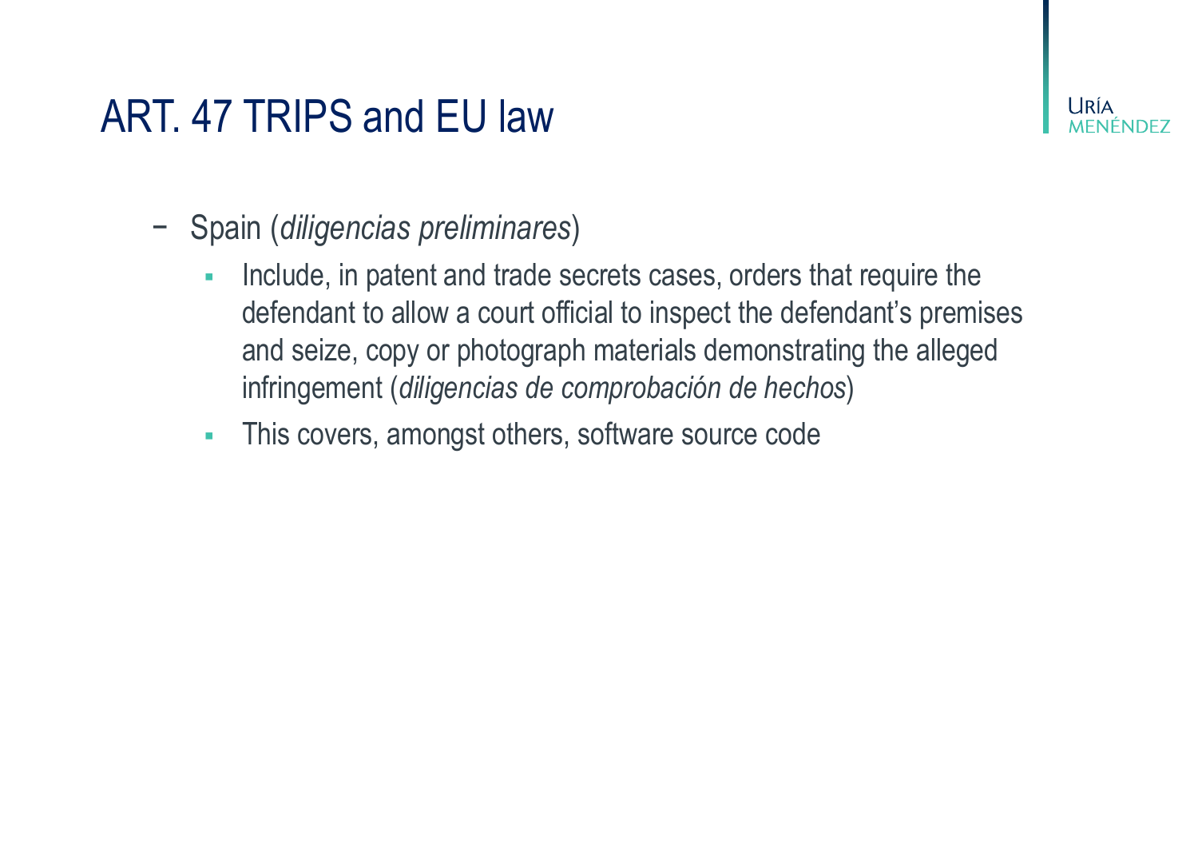# ART. 47 TRIPS and EU law

- Spain (*diligencias preliminares*)
  - Include, in patent and trade secrets cases, orders that require the defendant to allow a court official to inspect the defendant's premises and seize, copy or photograph materials demonstrating the alleged infringement (*diligencias de comprobación de hechos*)
  - This covers, amongst others, software source code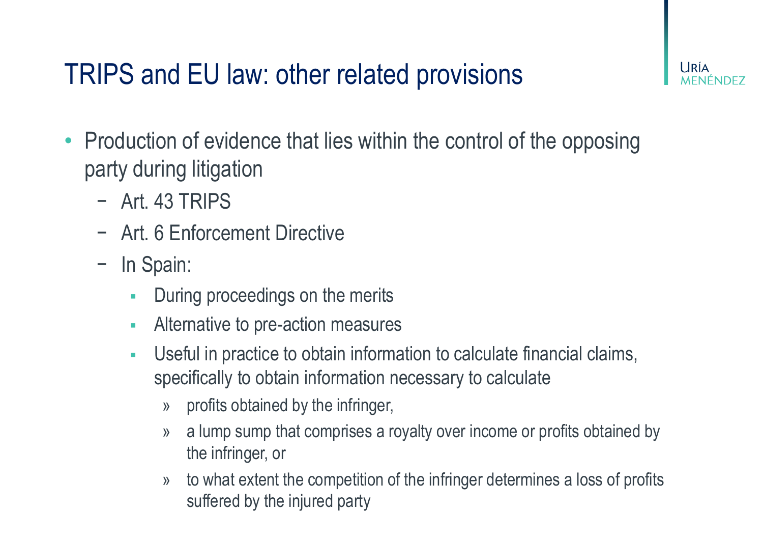# TRIPS and EU law: other related provisions

- Production of evidence that lies within the control of the opposing party during litigation
  - Art. 43 TRIPS
  - Art. 6 Enforcement Directive
  - In Spain:
    - During proceedings on the merits
    - Alternative to pre-action measures
    - Useful in practice to obtain information to calculate financial claims, specifically to obtain information necessary to calculate
      - profits obtained by the infringer,
      - a lump sump that comprises a royalty over income or profits obtained by the infringer, or
      - to what extent the competition of the infringer determines a loss of profits suffered by the injured party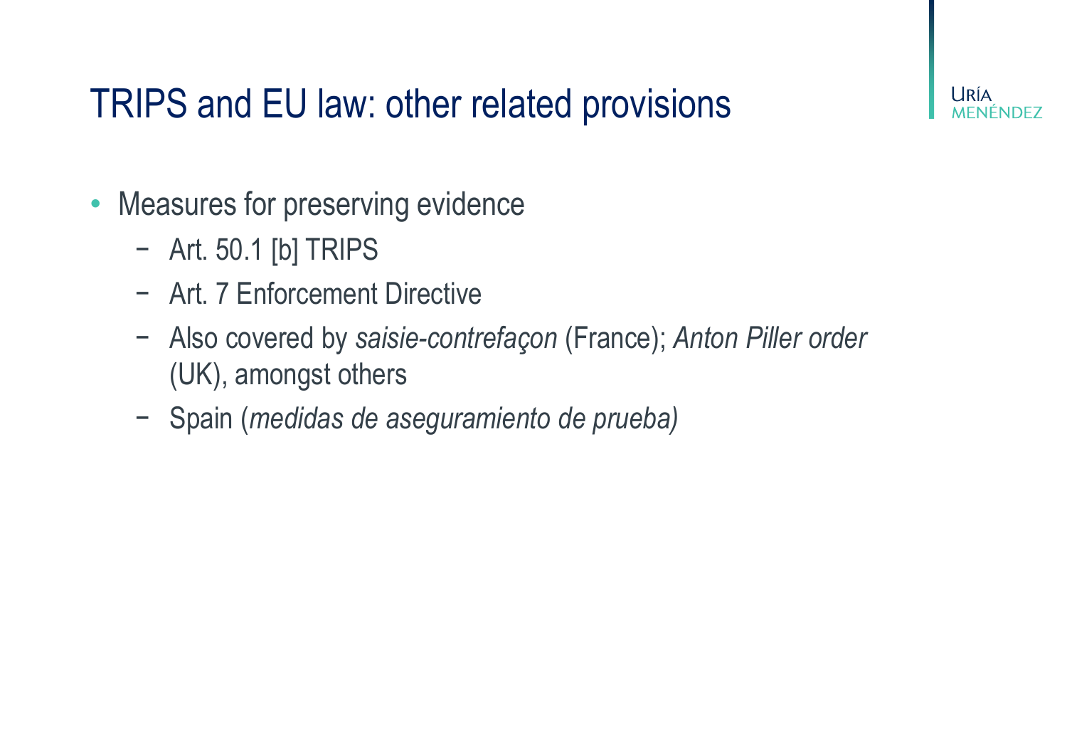# TRIPS and EU law: other related provisions

- Measures for preserving evidence
  - Art. 50.1 [b] TRIPS
  - Art. 7 Enforcement Directive
  - Also covered by *saisie-contrefaçon* (France); *Anton Piller order* (UK), amongst others
  - Spain (*medidas de aseguramiento de prueba)*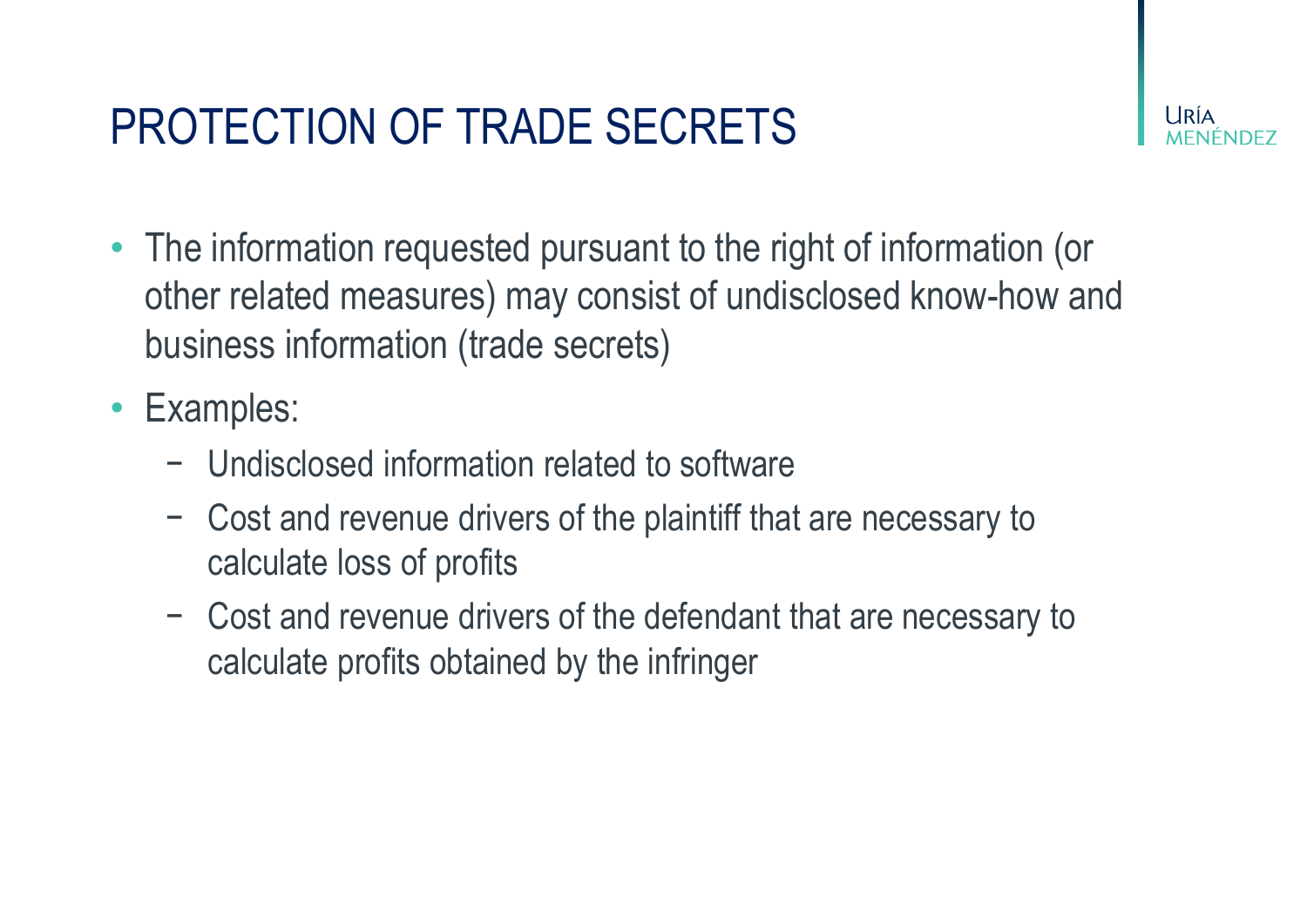# PROTECTION OF TRADE SECRETS

- The information requested pursuant to the right of information (or other related measures) may consist of undisclosed know-how and business information (trade secrets)
- Examples:
  - Undisclosed information related to software
  - Cost and revenue drivers of the plaintiff that are necessary to calculate loss of profits
  - Cost and revenue drivers of the defendant that are necessary to calculate profits obtained by the infringer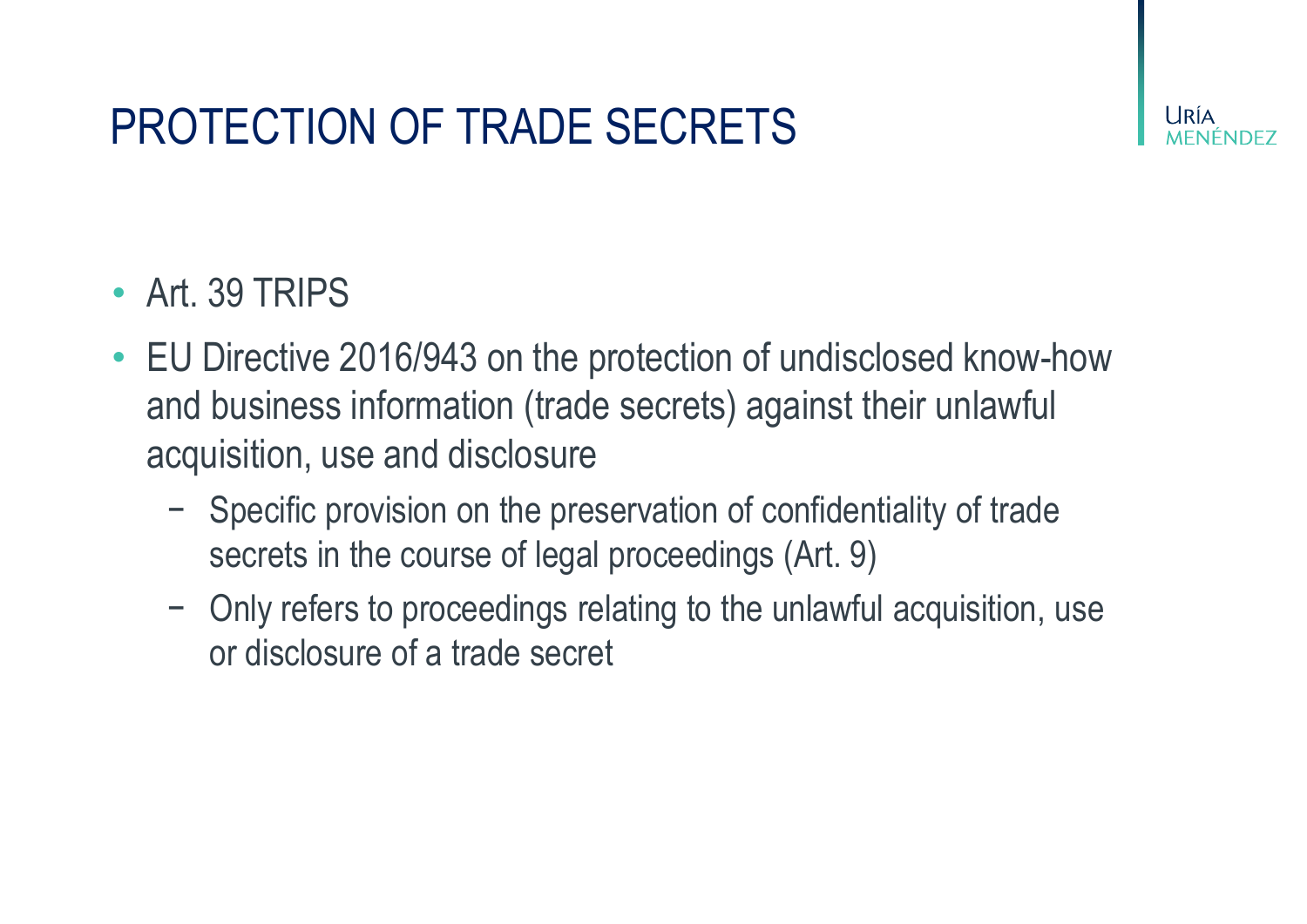# PROTECTION OF TRADE SECRETS

- Art. 39 TRIPS
- EU Directive 2016/943 on the protection of undisclosed know-how and business information (trade secrets) against their unlawful acquisition, use and disclosure
  - Specific provision on the preservation of confidentiality of trade secrets in the course of legal proceedings (Art. 9)
  - Only refers to proceedings relating to the unlawful acquisition, use or disclosure of a trade secret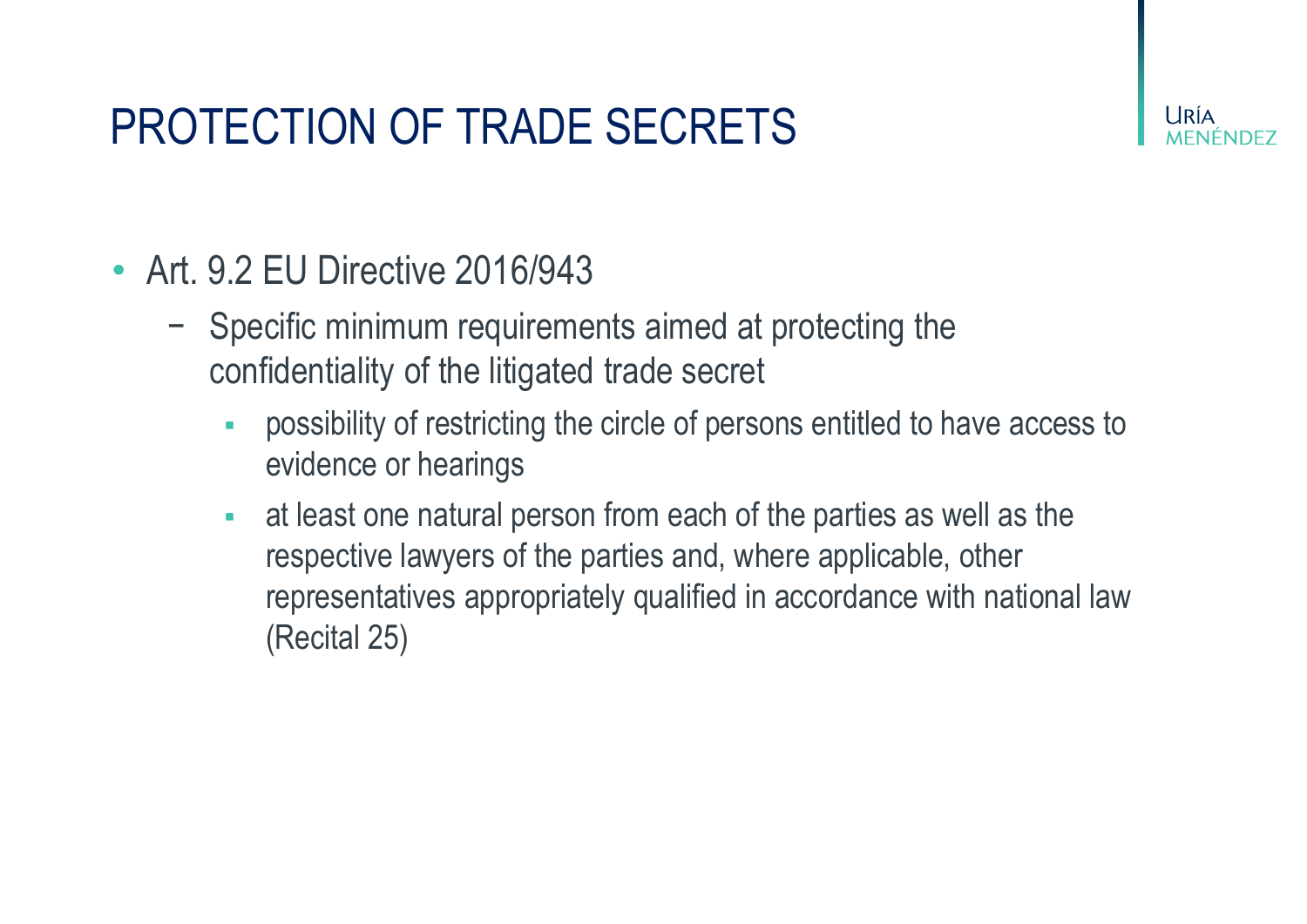# PROTECTION OF TRADE SECRETS

- Art. 9.2 EU Directive 2016/943
  - Specific minimum requirements aimed at protecting the confidentiality of the litigated trade secret
    - possibility of restricting the circle of persons entitled to have access to evidence or hearings
    - at least one natural person from each of the parties as well as the respective lawyers of the parties and, where applicable, other representatives appropriately qualified in accordance with national law (Recital 25)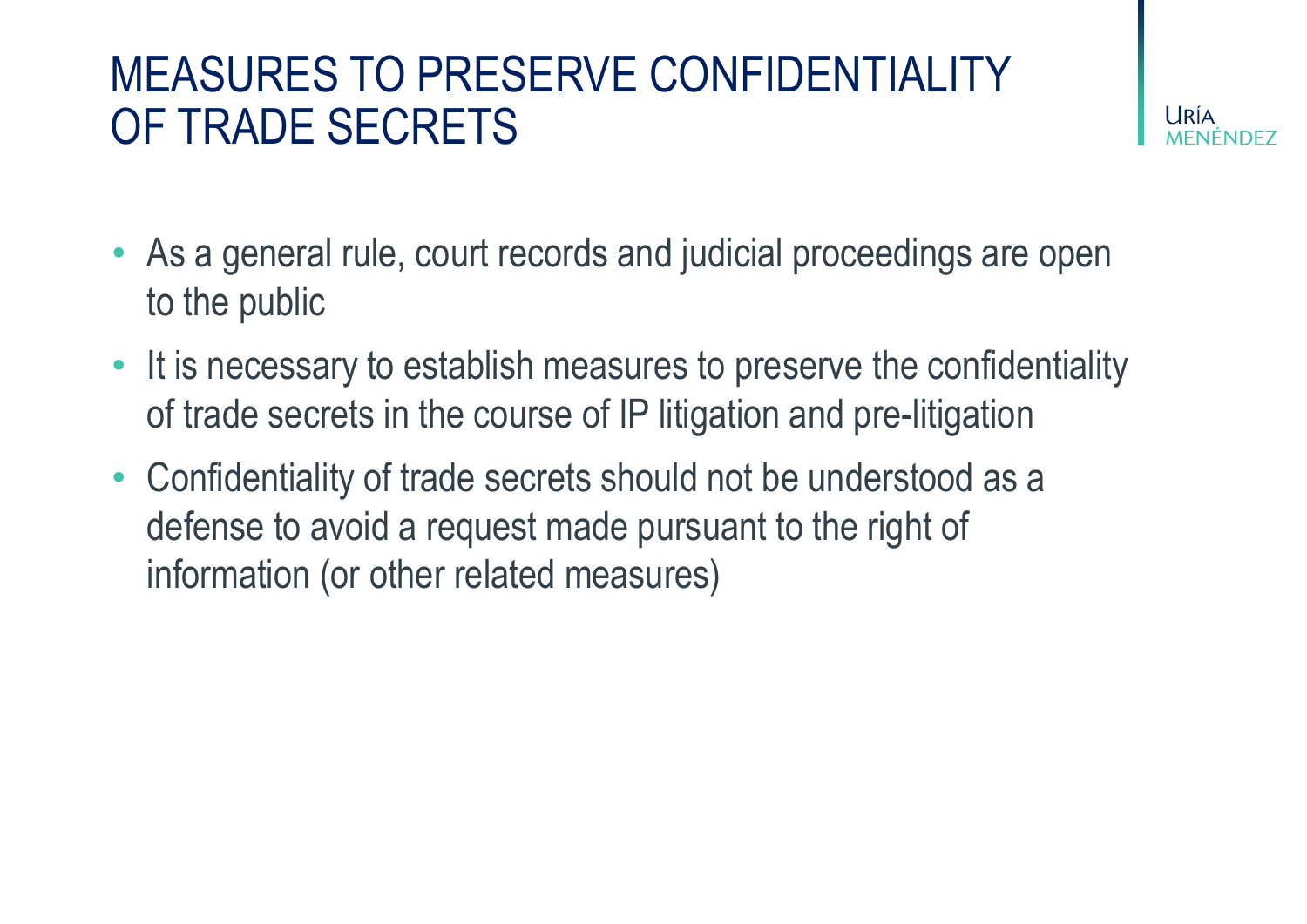# MEASURES TO PRESERVE CONFIDENTIALITY OF TRADE SECRETS

- As a general rule, court records and judicial proceedings are open to the public
- It is necessary to establish measures to preserve the confidentiality of trade secrets in the course of IP litigation and pre-litigation
- Confidentiality of trade secrets should not be understood as a defense to avoid a request made pursuant to the right of information (or other related measures)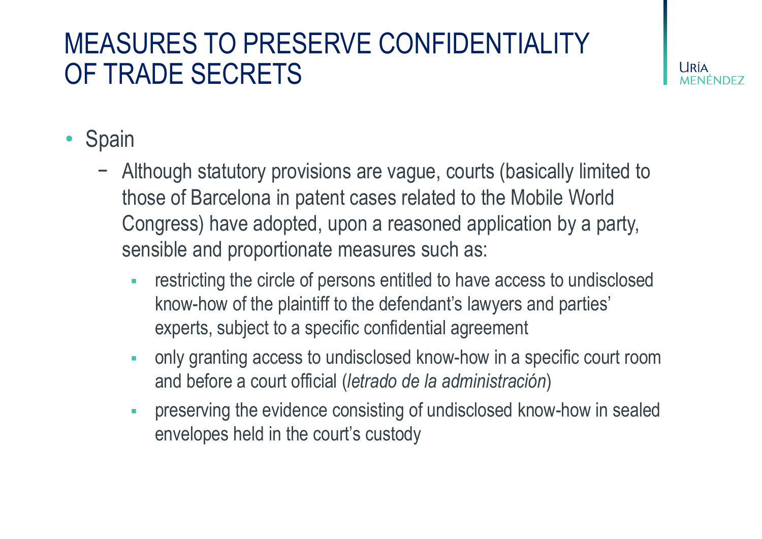# MEASURES TO PRESERVE CONFIDENTIALITY OF TRADE SECRETS

- Spain
  - Although statutory provisions are vague, courts (basically limited to those of Barcelona in patent cases related to the Mobile World Congress) have adopted, upon a reasoned application by a party, sensible and proportionate measures such as:
    - restricting the circle of persons entitled to have access to undisclosed know-how of the plaintiff to the defendant's lawyers and parties' experts, subject to a specific confidential agreement
    - only granting access to undisclosed know-how in a specific court room and before a court official (*letrado de la administración*)
    - preserving the evidence consisting of undisclosed know-how in sealed envelopes held in the court's custody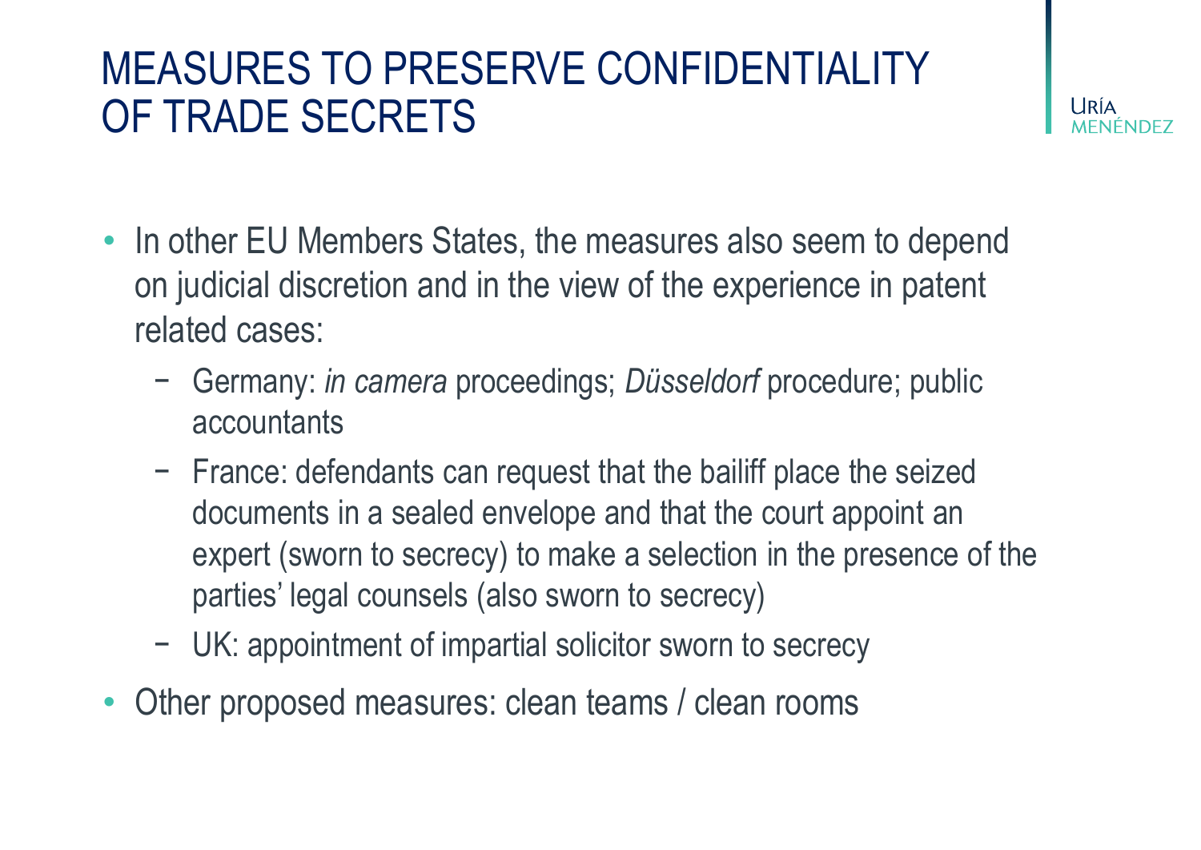# MEASURES TO PRESERVE CONFIDENTIALITY OF TRADE SECRETS

- In other EU Members States, the measures also seem to depend on judicial discretion and in the view of the experience in patent related cases:
  - Germany: *in camera* proceedings; *Düsseldorf* procedure; public accountants
  - France: defendants can request that the bailiff place the seized documents in a sealed envelope and that the court appoint an expert (sworn to secrecy) to make a selection in the presence of the parties' legal counsels (also sworn to secrecy)
  - UK: appointment of impartial solicitor sworn to secrecy
- Other proposed measures: clean teams / clean rooms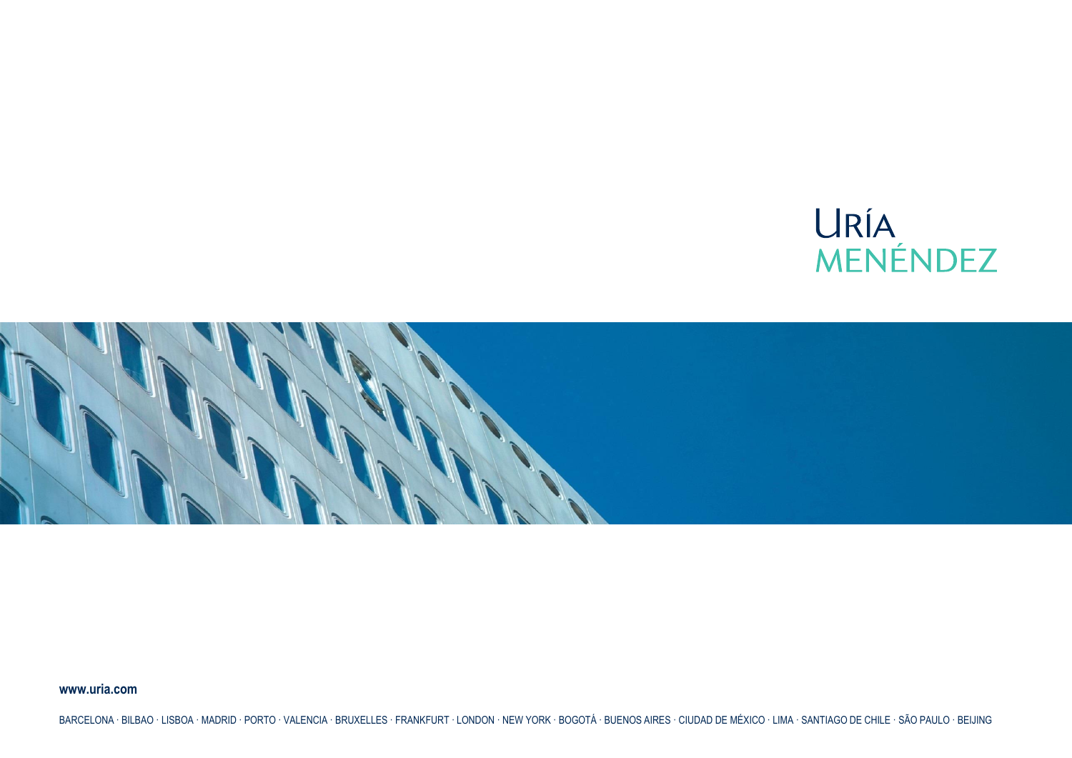URÍA
MENÉNDEZ

**www.uria.com**

BARCELONA · BILBAO · LISBOA · MADRID · PORTO · VALENCIA · BRUXELLES · FRANKFURT · LONDON · NEW YORK · BOGOTÁ · BUENOS AIRES · CIUDAD DE MÉXICO · LIMA · SANTIAGO DE CHILE · SÃO PAULO · BEIJING